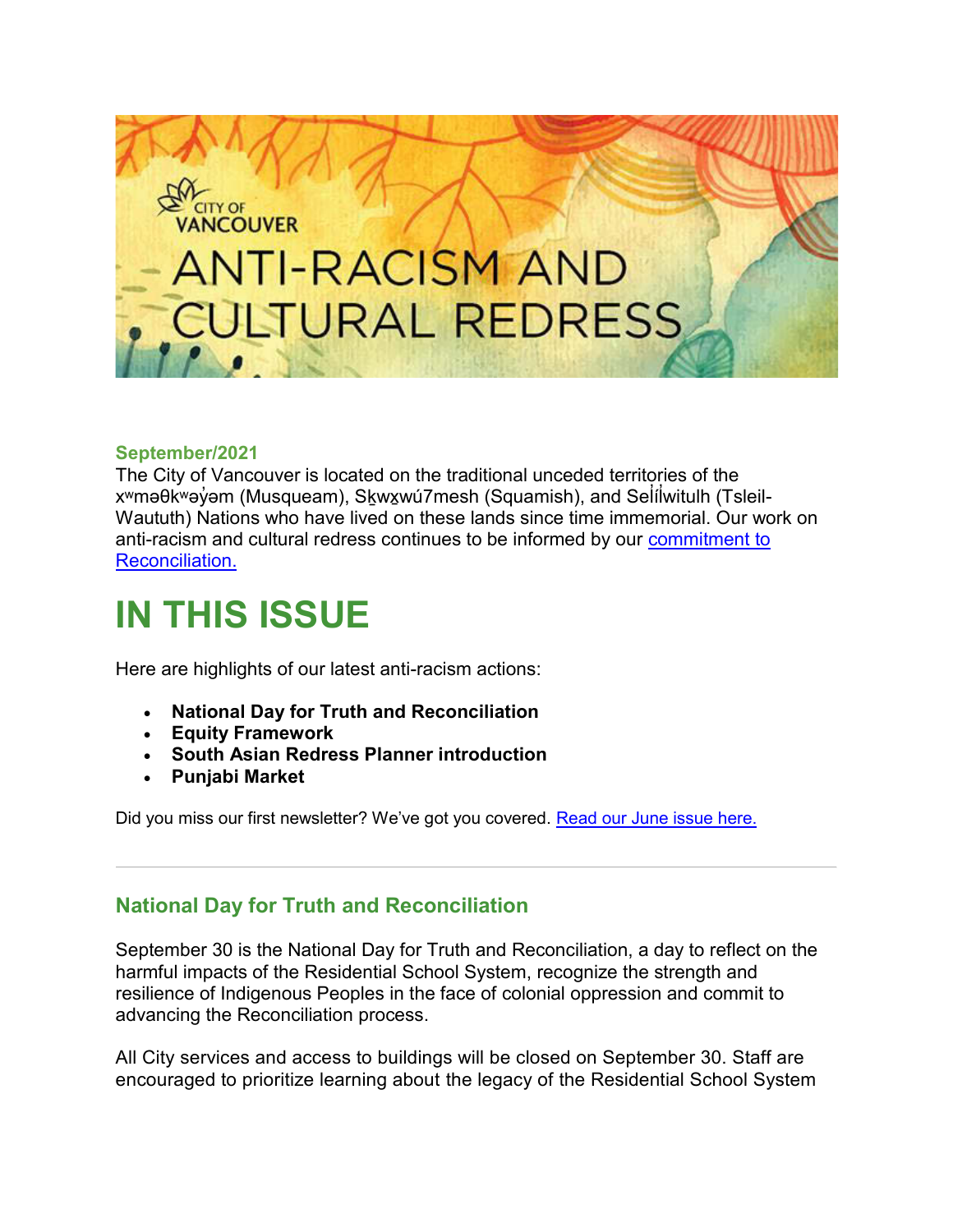CITY OF VANCOUVER

# ANTI-RACISM AND CULTURAL REDRESS

**September/2021**

The City of Vancouver is located on the traditional unceded territories of the xʷməθkʷəy̓əm (Musqueam), Sḵwx̱wú7mesh (Squamish), and Sel̓íl̓witulh (Tsleil-Waututh) Nations who have lived on these lands since time immemorial. Our work on anti-racism and cultural redress continues to be informed by our [commitment to Reconciliation.]()

# IN THIS ISSUE

Here are highlights of our latest anti-racism actions:

- **National Day for Truth and Reconciliation**
- **Equity Framework**
- **South Asian Redress Planner introduction**
- **Punjabi Market**

Did you miss our first newsletter? We've got you covered. [Read our June issue here.]()

---

## National Day for Truth and Reconciliation

September 30 is the National Day for Truth and Reconciliation, a day to reflect on the harmful impacts of the Residential School System, recognize the strength and resilience of Indigenous Peoples in the face of colonial oppression and commit to advancing the Reconciliation process.

All City services and access to buildings will be closed on September 30. Staff are encouraged to prioritize learning about the legacy of the Residential School System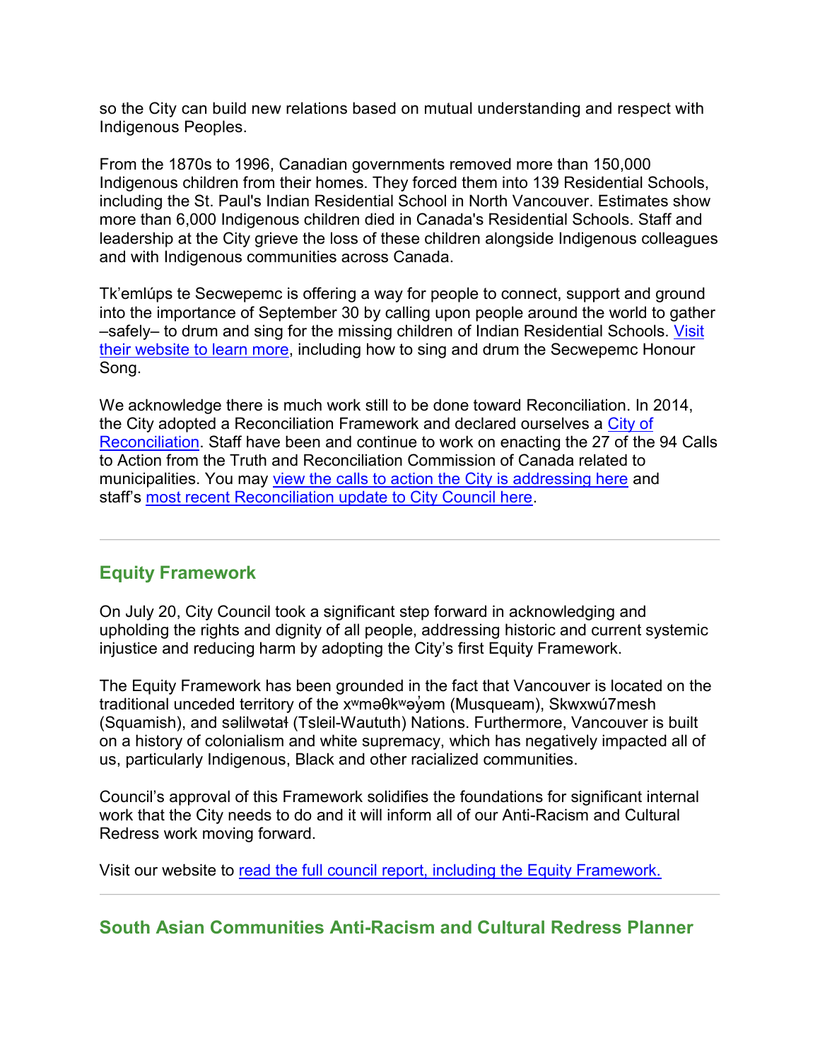so the City can build new relations based on mutual understanding and respect with Indigenous Peoples.

From the 1870s to 1996, Canadian governments removed more than 150,000 Indigenous children from their homes. They forced them into 139 Residential Schools, including the St. Paul's Indian Residential School in North Vancouver. Estimates show more than 6,000 Indigenous children died in Canada's Residential Schools. Staff and leadership at the City grieve the loss of these children alongside Indigenous colleagues and with Indigenous communities across Canada.

Tk'emlúps te Secwepemc is offering a way for people to connect, support and ground into the importance of September 30 by calling upon people around the world to gather –safely– to drum and sing for the missing children of Indian Residential Schools. [Visit their website to learn more](), including how to sing and drum the Secwepemc Honour Song.

We acknowledge there is much work still to be done toward Reconciliation. In 2014, the City adopted a Reconciliation Framework and declared ourselves a [City of Reconciliation](). Staff have been and continue to work on enacting the 27 of the 94 Calls to Action from the Truth and Reconciliation Commission of Canada related to municipalities. You may [view the calls to action the City is addressing here]() and staff's [most recent Reconciliation update to City Council here]().

---

## Equity Framework

On July 20, City Council took a significant step forward in acknowledging and upholding the rights and dignity of all people, addressing historic and current systemic injustice and reducing harm by adopting the City's first Equity Framework.

The Equity Framework has been grounded in the fact that Vancouver is located on the traditional unceded territory of the xʷməθkʷəy̓əm (Musqueam), Skwxwú7mesh (Squamish), and səlilwətaɬ (Tsleil-Waututh) Nations. Furthermore, Vancouver is built on a history of colonialism and white supremacy, which has negatively impacted all of us, particularly Indigenous, Black and other racialized communities.

Council's approval of this Framework solidifies the foundations for significant internal work that the City needs to do and it will inform all of our Anti-Racism and Cultural Redress work moving forward.

Visit our website to [read the full council report, including the Equity Framework.]()

---

## South Asian Communities Anti-Racism and Cultural Redress Planner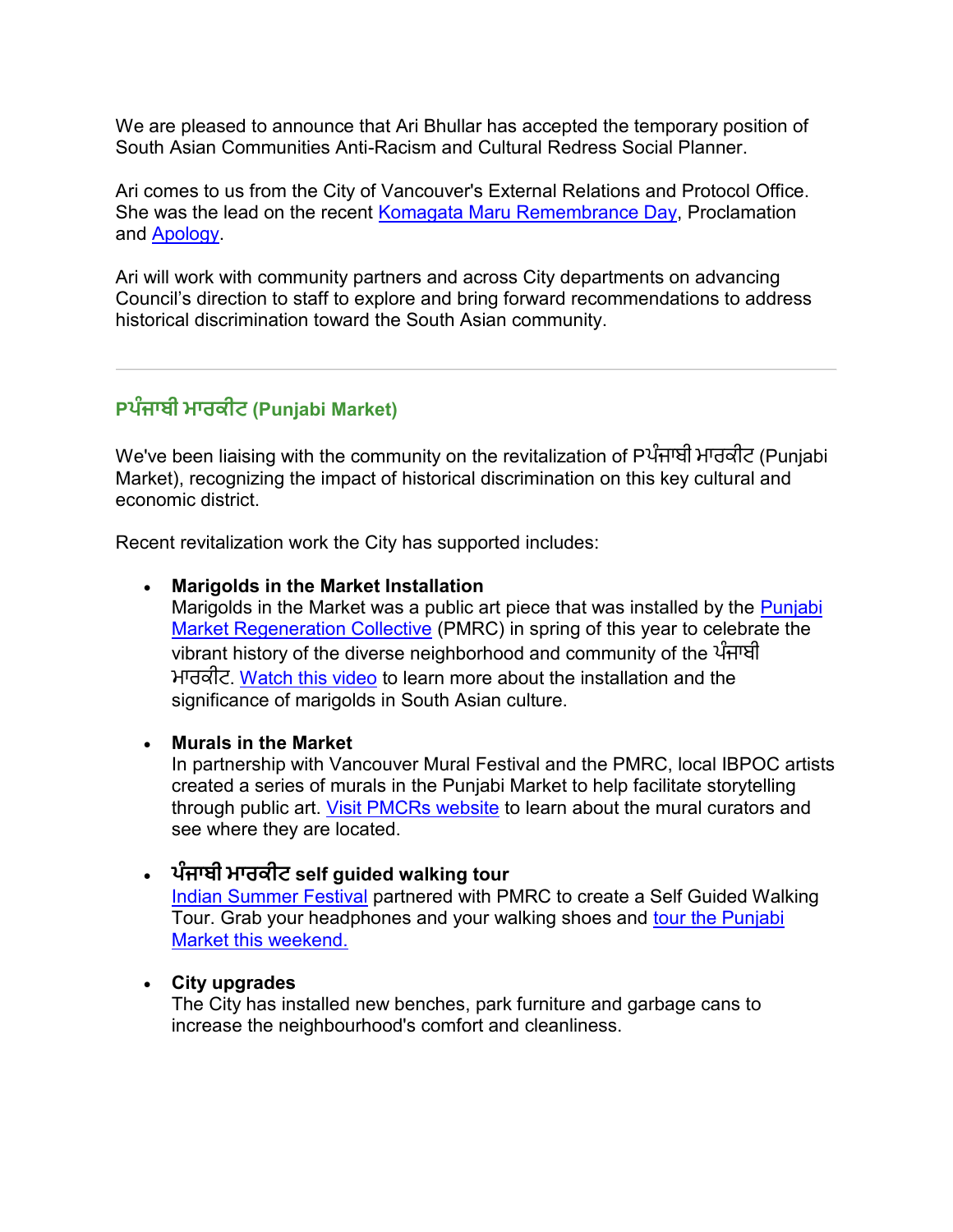We are pleased to announce that Ari Bhullar has accepted the temporary position of South Asian Communities Anti-Racism and Cultural Redress Social Planner.

Ari comes to us from the City of Vancouver's External Relations and Protocol Office. She was the lead on the recent Komagata Maru Remembrance Day, Proclamation and Apology.

Ari will work with community partners and across City departments on advancing Council's direction to staff to explore and bring forward recommendations to address historical discrimination toward the South Asian community.

---

## Pਪੰਜਾਬੀ ਮਾਰਕੀਟ (Punjabi Market)

We've been liaising with the community on the revitalization of Pਪੰਜਾਬੀ ਮਾਰਕੀਟ (Punjabi Market), recognizing the impact of historical discrimination on this key cultural and economic district.

Recent revitalization work the City has supported includes:

- **Marigolds in the Market Installation**
  Marigolds in the Market was a public art piece that was installed by the Punjabi Market Regeneration Collective (PMRC) in spring of this year to celebrate the vibrant history of the diverse neighborhood and community of the ਪੰਜਾਬੀ ਮਾਰਕੀਟ. Watch this video to learn more about the installation and the significance of marigolds in South Asian culture.

- **Murals in the Market**
  In partnership with Vancouver Mural Festival and the PMRC, local IBPOC artists created a series of murals in the Punjabi Market to help facilitate storytelling through public art. Visit PMCRs website to learn about the mural curators and see where they are located.

- **ਪੰਜਾਬੀ ਮਾਰਕੀਟ self guided walking tour**
  Indian Summer Festival partnered with PMRC to create a Self Guided Walking Tour. Grab your headphones and your walking shoes and tour the Punjabi Market this weekend.

- **City upgrades**
  The City has installed new benches, park furniture and garbage cans to increase the neighbourhood's comfort and cleanliness.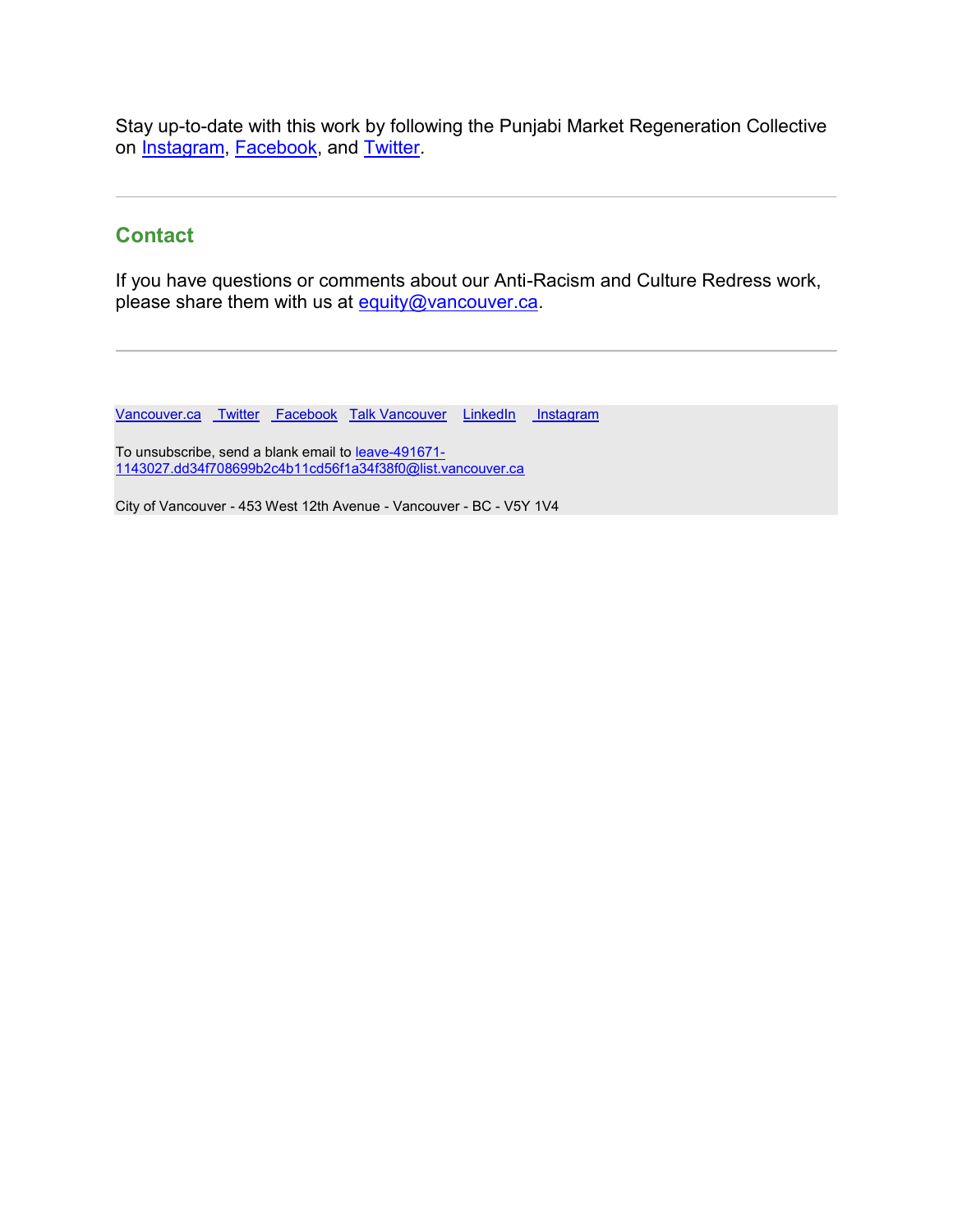Stay up-to-date with this work by following the Punjabi Market Regeneration Collective on Instagram, Facebook, and Twitter.

---

## Contact

If you have questions or comments about our Anti-Racism and Culture Redress work, please share them with us at equity@vancouver.ca.

---

Vancouver.ca   Twitter   Facebook   Talk Vancouver   LinkedIn   Instagram

To unsubscribe, send a blank email to leave-491671-1143027.dd34f708699b2c4b11cd56f1a34f38f0@list.vancouver.ca

City of Vancouver - 453 West 12th Avenue - Vancouver - BC - V5Y 1V4